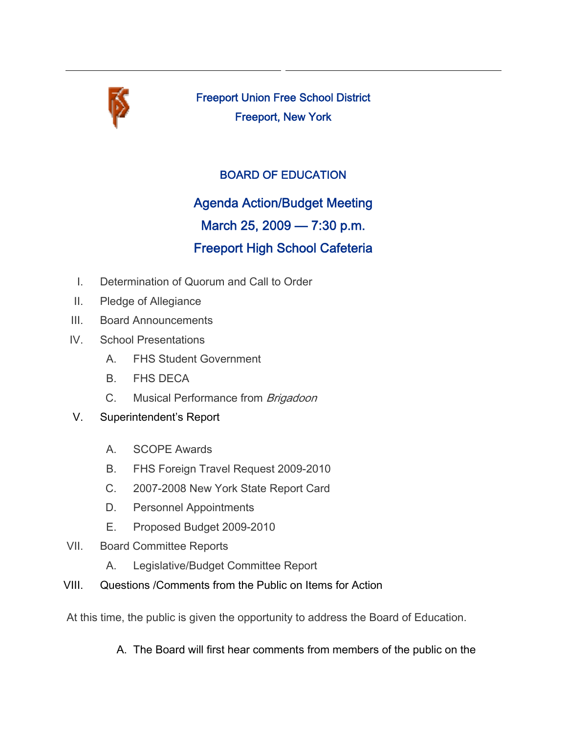Freeport Union Free School District

Freeport, New York

## BOARD OF EDUCATION

# Agenda Action/Budget Meeting

## March 25, 2009 — 7:30 p.m.

## Freeport High School Cafeteria

I. Determination of Quorum and Call to Order

II. Pledge of Allegiance

III. Board Announcements

IV. School Presentations

   A. FHS Student Government

   B. FHS DECA

   C. Musical Performance from *Brigadoon*

V. Superintendent's Report

   A. SCOPE Awards

   B. FHS Foreign Travel Request 2009-2010

   C. 2007-2008 New York State Report Card

   D. Personnel Appointments

   E. Proposed Budget 2009-2010

VII. Board Committee Reports

   A. Legislative/Budget Committee Report

VIII. Questions /Comments from the Public on Items for Action

At this time, the public is given the opportunity to address the Board of Education.

A. The Board will first hear comments from members of the public on the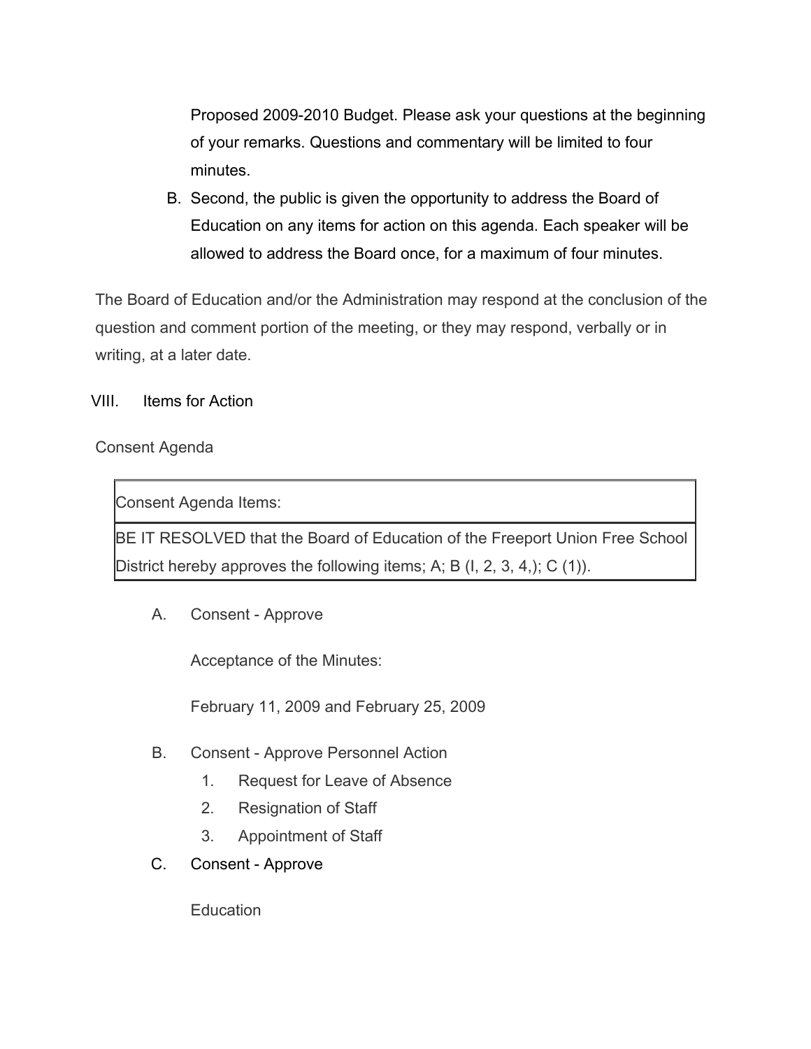Proposed 2009-2010 Budget. Please ask your questions at the beginning of your remarks. Questions and commentary will be limited to four minutes.

B. Second, the public is given the opportunity to address the Board of Education on any items for action on this agenda. Each speaker will be allowed to address the Board once, for a maximum of four minutes.

The Board of Education and/or the Administration may respond at the conclusion of the question and comment portion of the meeting, or they may respond, verbally or in writing, at a later date.

VIII. Items for Action

Consent Agenda

| Consent Agenda Items: |
| --- |
| BE IT RESOLVED that the Board of Education of the Freeport Union Free School District hereby approves the following items; A; B (I, 2, 3, 4,); C (1)). |

A. Consent - Approve

Acceptance of the Minutes:

February 11, 2009 and February 25, 2009

B. Consent - Approve Personnel Action

1. Request for Leave of Absence
2. Resignation of Staff
3. Appointment of Staff

C. Consent - Approve

Education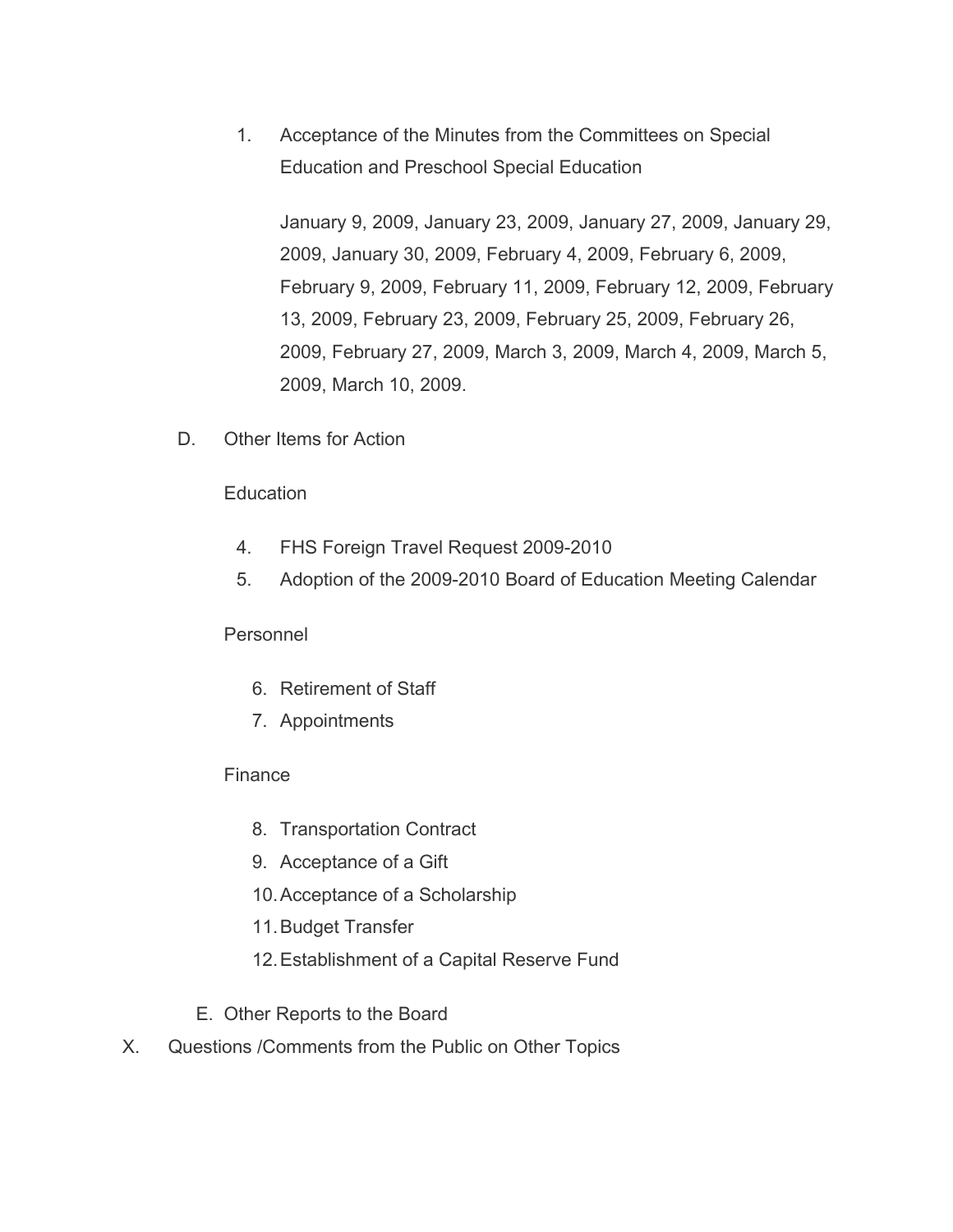1. Acceptance of the Minutes from the Committees on Special Education and Preschool Special Education

   January 9, 2009, January 23, 2009, January 27, 2009, January 29, 2009, January 30, 2009, February 4, 2009, February 6, 2009, February 9, 2009, February 11, 2009, February 12, 2009, February 13, 2009, February 23, 2009, February 25, 2009, February 26, 2009, February 27, 2009, March 3, 2009, March 4, 2009, March 5, 2009, March 10, 2009.

D. Other Items for Action

   Education

   4. FHS Foreign Travel Request 2009-2010
   5. Adoption of the 2009-2010 Board of Education Meeting Calendar

   Personnel

   6. Retirement of Staff
   7. Appointments

   Finance

   8. Transportation Contract
   9. Acceptance of a Gift
   10. Acceptance of a Scholarship
   11. Budget Transfer
   12. Establishment of a Capital Reserve Fund

E. Other Reports to the Board

X. Questions /Comments from the Public on Other Topics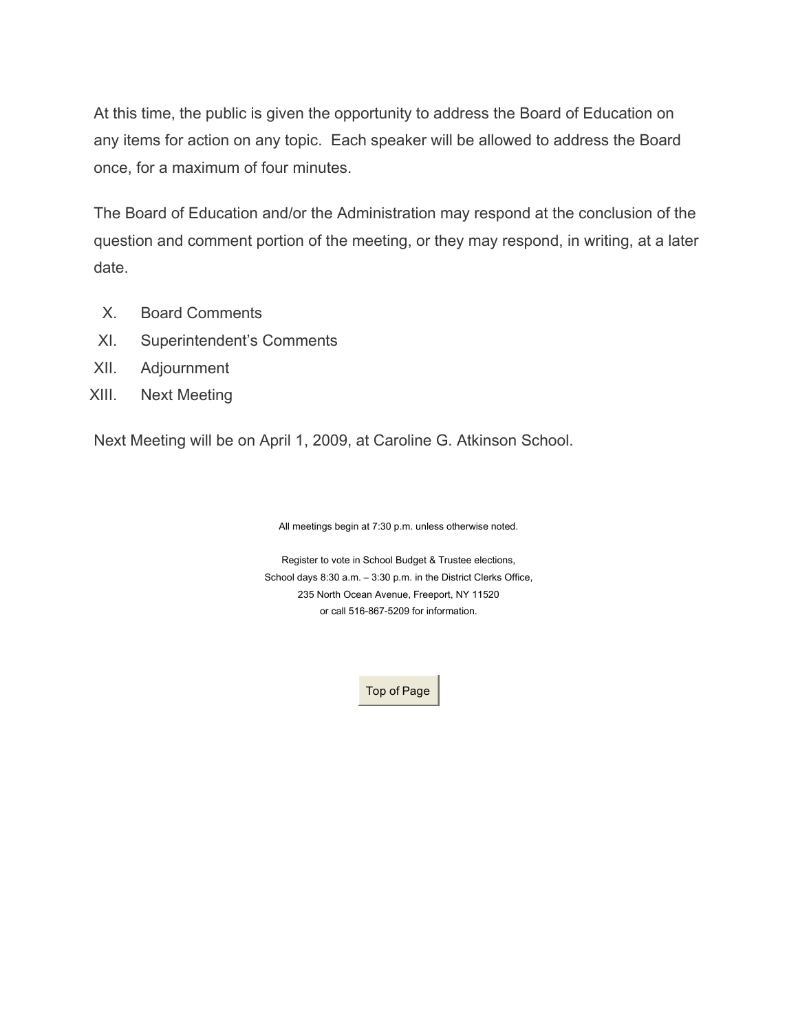At this time, the public is given the opportunity to address the Board of Education on any items for action on any topic.  Each speaker will be allowed to address the Board once, for a maximum of four minutes.

The Board of Education and/or the Administration may respond at the conclusion of the question and comment portion of the meeting, or they may respond, in writing, at a later date.

X. Board Comments

XI. Superintendent's Comments

XII. Adjournment

XIII. Next Meeting

Next Meeting will be on April 1, 2009, at Caroline G. Atkinson School.

All meetings begin at 7:30 p.m. unless otherwise noted.

Register to vote in School Budget & Trustee elections,
School days 8:30 a.m. – 3:30 p.m. in the District Clerks Office,
235 North Ocean Avenue, Freeport, NY 11520
or call 516-867-5209 for information.

Top of Page